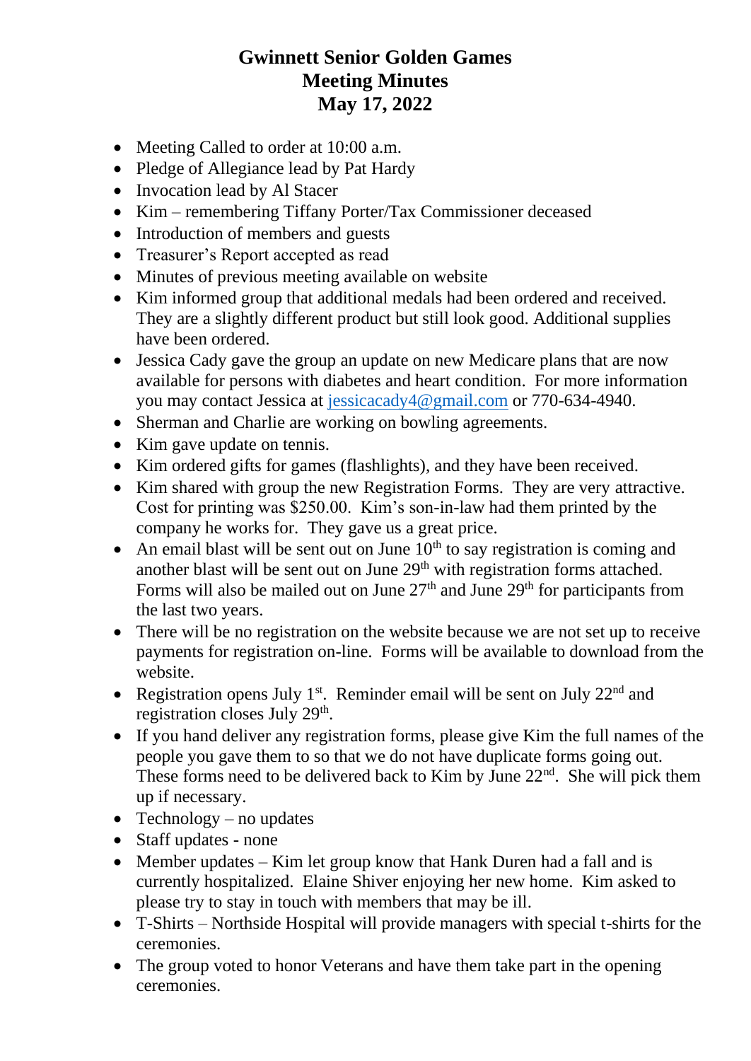# Gwinnett Senior Golden Games
# Meeting Minutes
# May 17, 2022

- Meeting Called to order at 10:00 a.m.
- Pledge of Allegiance lead by Pat Hardy
- Invocation lead by Al Stacer
- Kim – remembering Tiffany Porter/Tax Commissioner deceased
- Introduction of members and guests
- Treasurer's Report accepted as read
- Minutes of previous meeting available on website
- Kim informed group that additional medals had been ordered and received. They are a slightly different product but still look good. Additional supplies have been ordered.
- Jessica Cady gave the group an update on new Medicare plans that are now available for persons with diabetes and heart condition. For more information you may contact Jessica at jessicacady4@gmail.com or 770-634-4940.
- Sherman and Charlie are working on bowling agreements.
- Kim gave update on tennis.
- Kim ordered gifts for games (flashlights), and they have been received.
- Kim shared with group the new Registration Forms. They are very attractive. Cost for printing was $250.00. Kim's son-in-law had them printed by the company he works for. They gave us a great price.
- An email blast will be sent out on June 10th to say registration is coming and another blast will be sent out on June 29th with registration forms attached. Forms will also be mailed out on June 27th and June 29th for participants from the last two years.
- There will be no registration on the website because we are not set up to receive payments for registration on-line. Forms will be available to download from the website.
- Registration opens July 1st. Reminder email will be sent on July 22nd and registration closes July 29th.
- If you hand deliver any registration forms, please give Kim the full names of the people you gave them to so that we do not have duplicate forms going out. These forms need to be delivered back to Kim by June 22nd. She will pick them up if necessary.
- Technology – no updates
- Staff updates - none
- Member updates – Kim let group know that Hank Duren had a fall and is currently hospitalized. Elaine Shiver enjoying her new home. Kim asked to please try to stay in touch with members that may be ill.
- T-Shirts – Northside Hospital will provide managers with special t-shirts for the ceremonies.
- The group voted to honor Veterans and have them take part in the opening ceremonies.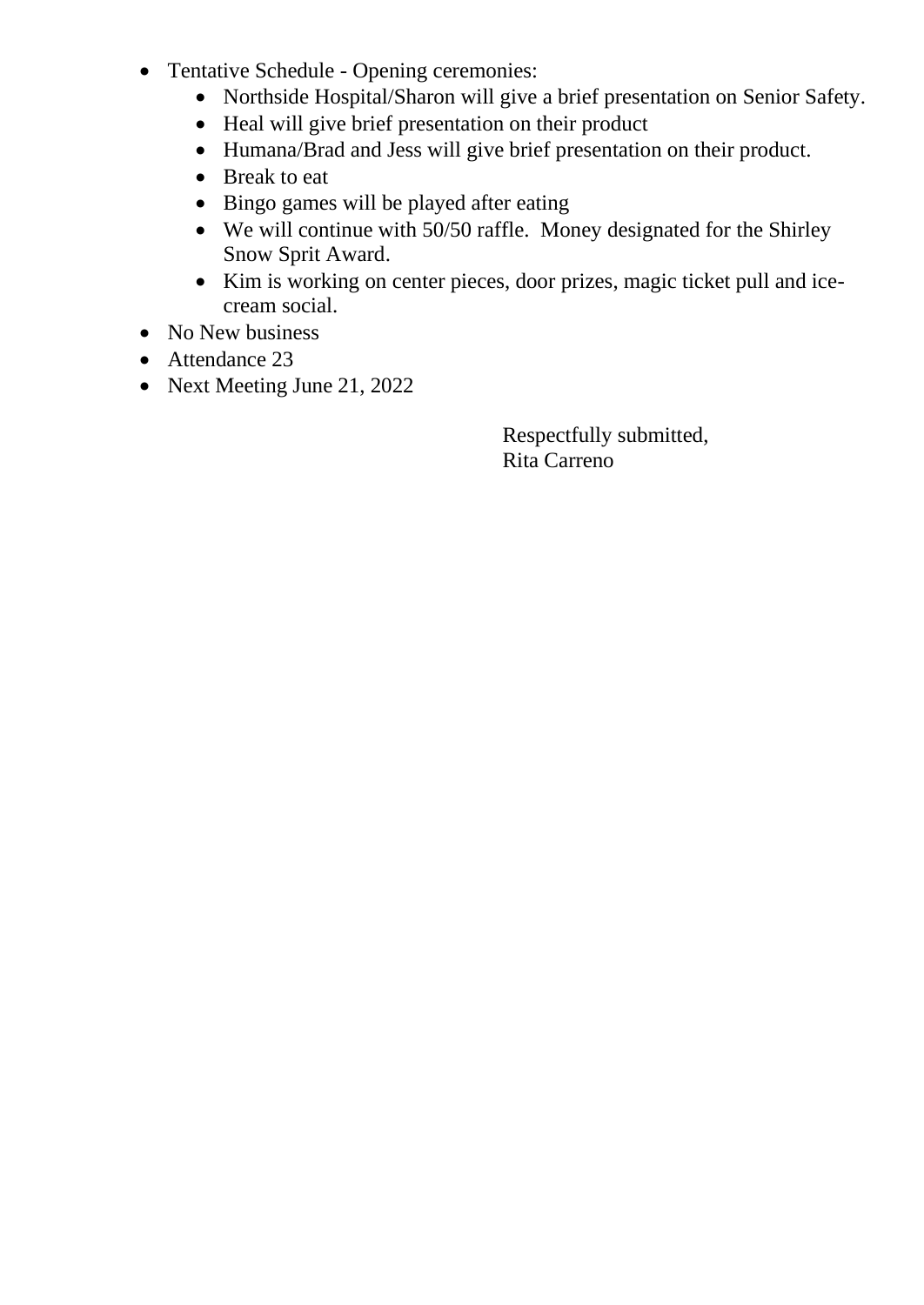- Tentative Schedule - Opening ceremonies:
  - Northside Hospital/Sharon will give a brief presentation on Senior Safety.
  - Heal will give brief presentation on their product
  - Humana/Brad and Jess will give brief presentation on their product.
  - Break to eat
  - Bingo games will be played after eating
  - We will continue with 50/50 raffle. Money designated for the Shirley Snow Sprit Award.
  - Kim is working on center pieces, door prizes, magic ticket pull and ice-cream social.
- No New business
- Attendance 23
- Next Meeting June 21, 2022

Respectfully submitted,
Rita Carreno